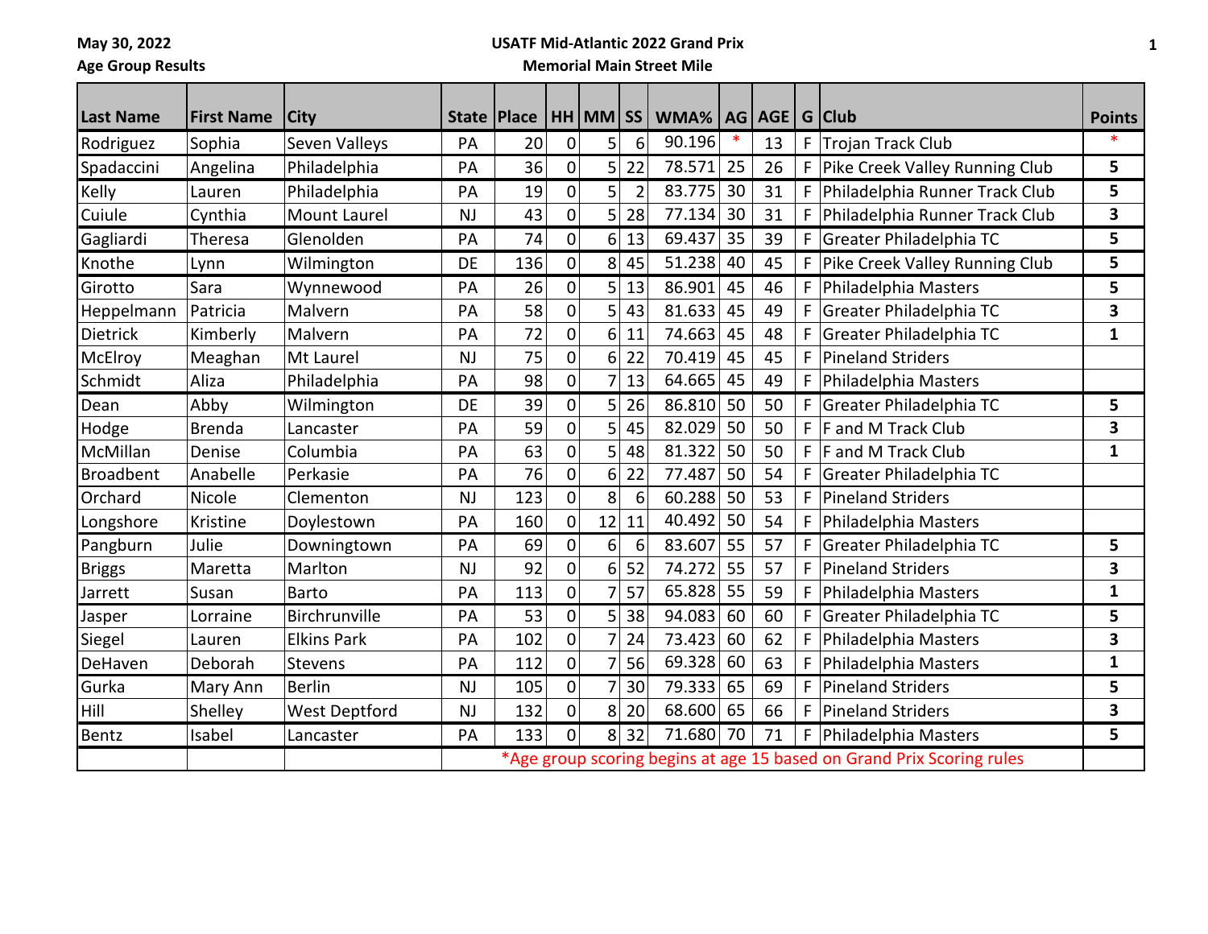May 30, 2022

Age Group Results

**USATF Mid-Atlantic 2022 Grand Prix**

**Memorial Main Street Mile**

| Last Name | First Name | City | State | Place | HH | MM | SS | WMA% | AG | AGE | G | Club | Points |
|---|---|---|---|---|---|---|---|---|---|---|---|---|---|
| Rodriguez | Sophia | Seven Valleys | PA | 20 | 0 | 5 | 6 | 90.196 | * | 13 | F | Trojan Track Club | * |
| Spadaccini | Angelina | Philadelphia | PA | 36 | 0 | 5 | 22 | 78.571 | 25 | 26 | F | Pike Creek Valley Running Club | 5 |
| Kelly | Lauren | Philadelphia | PA | 19 | 0 | 5 | 2 | 83.775 | 30 | 31 | F | Philadelphia Runner Track Club | 5 |
| Cuiule | Cynthia | Mount Laurel | NJ | 43 | 0 | 5 | 28 | 77.134 | 30 | 31 | F | Philadelphia Runner Track Club | 3 |
| Gagliardi | Theresa | Glenolden | PA | 74 | 0 | 6 | 13 | 69.437 | 35 | 39 | F | Greater Philadelphia TC | 5 |
| Knothe | Lynn | Wilmington | DE | 136 | 0 | 8 | 45 | 51.238 | 40 | 45 | F | Pike Creek Valley Running Club | 5 |
| Girotto | Sara | Wynnewood | PA | 26 | 0 | 5 | 13 | 86.901 | 45 | 46 | F | Philadelphia Masters | 5 |
| Heppelmann | Patricia | Malvern | PA | 58 | 0 | 5 | 43 | 81.633 | 45 | 49 | F | Greater Philadelphia TC | 3 |
| Dietrick | Kimberly | Malvern | PA | 72 | 0 | 6 | 11 | 74.663 | 45 | 48 | F | Greater Philadelphia TC | 1 |
| McElroy | Meaghan | Mt Laurel | NJ | 75 | 0 | 6 | 22 | 70.419 | 45 | 45 | F | Pineland Striders | |
| Schmidt | Aliza | Philadelphia | PA | 98 | 0 | 7 | 13 | 64.665 | 45 | 49 | F | Philadelphia Masters | |
| Dean | Abby | Wilmington | DE | 39 | 0 | 5 | 26 | 86.810 | 50 | 50 | F | Greater Philadelphia TC | 5 |
| Hodge | Brenda | Lancaster | PA | 59 | 0 | 5 | 45 | 82.029 | 50 | 50 | F | F and M Track Club | 3 |
| McMillan | Denise | Columbia | PA | 63 | 0 | 5 | 48 | 81.322 | 50 | 50 | F | F and M Track Club | 1 |
| Broadbent | Anabelle | Perkasie | PA | 76 | 0 | 6 | 22 | 77.487 | 50 | 54 | F | Greater Philadelphia TC | |
| Orchard | Nicole | Clementon | NJ | 123 | 0 | 8 | 6 | 60.288 | 50 | 53 | F | Pineland Striders | |
| Longshore | Kristine | Doylestown | PA | 160 | 0 | 12 | 11 | 40.492 | 50 | 54 | F | Philadelphia Masters | |
| Pangburn | Julie | Downingtown | PA | 69 | 0 | 6 | 6 | 83.607 | 55 | 57 | F | Greater Philadelphia TC | 5 |
| Briggs | Maretta | Marlton | NJ | 92 | 0 | 6 | 52 | 74.272 | 55 | 57 | F | Pineland Striders | 3 |
| Jarrett | Susan | Barto | PA | 113 | 0 | 7 | 57 | 65.828 | 55 | 59 | F | Philadelphia Masters | 1 |
| Jasper | Lorraine | Birchrunville | PA | 53 | 0 | 5 | 38 | 94.083 | 60 | 60 | F | Greater Philadelphia TC | 5 |
| Siegel | Lauren | Elkins Park | PA | 102 | 0 | 7 | 24 | 73.423 | 60 | 62 | F | Philadelphia Masters | 3 |
| DeHaven | Deborah | Stevens | PA | 112 | 0 | 7 | 56 | 69.328 | 60 | 63 | F | Philadelphia Masters | 1 |
| Gurka | Mary Ann | Berlin | NJ | 105 | 0 | 7 | 30 | 79.333 | 65 | 69 | F | Pineland Striders | 5 |
| Hill | Shelley | West Deptford | NJ | 132 | 0 | 8 | 20 | 68.600 | 65 | 66 | F | Pineland Striders | 3 |
| Bentz | Isabel | Lancaster | PA | 133 | 0 | 8 | 32 | 71.680 | 70 | 71 | F | Philadelphia Masters | 5 |
| | | | *Age group scoring begins at age 15 based on Grand Prix Scoring rules | | | | | | | | | | |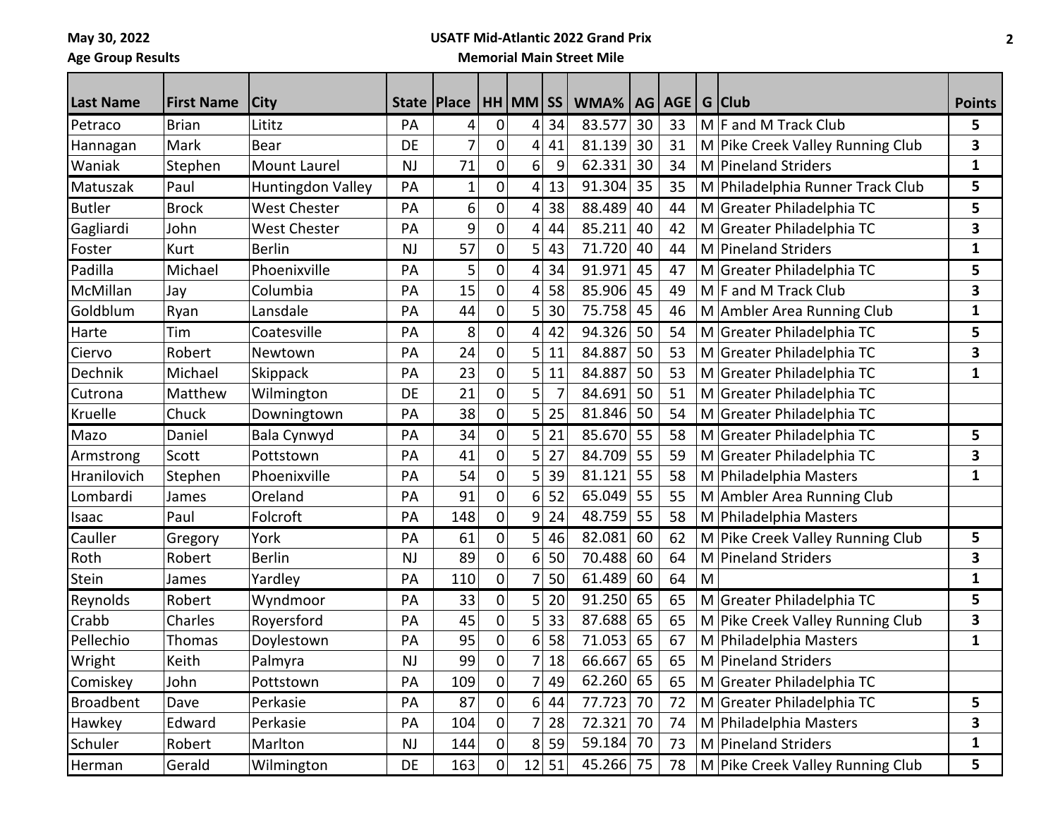**May 30, 2022**

**Age Group Results**

**USATF Mid-Atlantic 2022 Grand Prix**

**Memorial Main Street Mile**

| Last Name | First Name | City | State | Place | HH | MM | SS | WMA% | AG | AGE | G | Club | Points |
|---|---|---|---|---|---|---|---|---|---|---|---|---|---|
| Petraco | Brian | Lititz | PA | 4 | 0 | 4 | 34 | 83.577 | 30 | 33 | M | F and M Track Club | 5 |
| Hannagan | Mark | Bear | DE | 7 | 0 | 4 | 41 | 81.139 | 30 | 31 | M | Pike Creek Valley Running Club | 3 |
| Waniak | Stephen | Mount Laurel | NJ | 71 | 0 | 6 | 9 | 62.331 | 30 | 34 | M | Pineland Striders | 1 |
| Matuszak | Paul | Huntingdon Valley | PA | 1 | 0 | 4 | 13 | 91.304 | 35 | 35 | M | Philadelphia Runner Track Club | 5 |
| Butler | Brock | West Chester | PA | 6 | 0 | 4 | 38 | 88.489 | 40 | 44 | M | Greater Philadelphia TC | 5 |
| Gagliardi | John | West Chester | PA | 9 | 0 | 4 | 44 | 85.211 | 40 | 42 | M | Greater Philadelphia TC | 3 |
| Foster | Kurt | Berlin | NJ | 57 | 0 | 5 | 43 | 71.720 | 40 | 44 | M | Pineland Striders | 1 |
| Padilla | Michael | Phoenixville | PA | 5 | 0 | 4 | 34 | 91.971 | 45 | 47 | M | Greater Philadelphia TC | 5 |
| McMillan | Jay | Columbia | PA | 15 | 0 | 4 | 58 | 85.906 | 45 | 49 | M | F and M Track Club | 3 |
| Goldblum | Ryan | Lansdale | PA | 44 | 0 | 5 | 30 | 75.758 | 45 | 46 | M | Ambler Area Running Club | 1 |
| Harte | Tim | Coatesville | PA | 8 | 0 | 4 | 42 | 94.326 | 50 | 54 | M | Greater Philadelphia TC | 5 |
| Ciervo | Robert | Newtown | PA | 24 | 0 | 5 | 11 | 84.887 | 50 | 53 | M | Greater Philadelphia TC | 3 |
| Dechnik | Michael | Skippack | PA | 23 | 0 | 5 | 11 | 84.887 | 50 | 53 | M | Greater Philadelphia TC | 1 |
| Cutrona | Matthew | Wilmington | DE | 21 | 0 | 5 | 7 | 84.691 | 50 | 51 | M | Greater Philadelphia TC | |
| Kruelle | Chuck | Downingtown | PA | 38 | 0 | 5 | 25 | 81.846 | 50 | 54 | M | Greater Philadelphia TC | |
| Mazo | Daniel | Bala Cynwyd | PA | 34 | 0 | 5 | 21 | 85.670 | 55 | 58 | M | Greater Philadelphia TC | 5 |
| Armstrong | Scott | Pottstown | PA | 41 | 0 | 5 | 27 | 84.709 | 55 | 59 | M | Greater Philadelphia TC | 3 |
| Hranilovich | Stephen | Phoenixville | PA | 54 | 0 | 5 | 39 | 81.121 | 55 | 58 | M | Philadelphia Masters | 1 |
| Lombardi | James | Oreland | PA | 91 | 0 | 6 | 52 | 65.049 | 55 | 55 | M | Ambler Area Running Club | |
| Isaac | Paul | Folcroft | PA | 148 | 0 | 9 | 24 | 48.759 | 55 | 58 | M | Philadelphia Masters | |
| Cauller | Gregory | York | PA | 61 | 0 | 5 | 46 | 82.081 | 60 | 62 | M | Pike Creek Valley Running Club | 5 |
| Roth | Robert | Berlin | NJ | 89 | 0 | 6 | 50 | 70.488 | 60 | 64 | M | Pineland Striders | 3 |
| Stein | James | Yardley | PA | 110 | 0 | 7 | 50 | 61.489 | 60 | 64 | M | | 1 |
| Reynolds | Robert | Wyndmoor | PA | 33 | 0 | 5 | 20 | 91.250 | 65 | 65 | M | Greater Philadelphia TC | 5 |
| Crabb | Charles | Royersford | PA | 45 | 0 | 5 | 33 | 87.688 | 65 | 65 | M | Pike Creek Valley Running Club | 3 |
| Pellechio | Thomas | Doylestown | PA | 95 | 0 | 6 | 58 | 71.053 | 65 | 67 | M | Philadelphia Masters | 1 |
| Wright | Keith | Palmyra | NJ | 99 | 0 | 7 | 18 | 66.667 | 65 | 65 | M | Pineland Striders | |
| Comiskey | John | Pottstown | PA | 109 | 0 | 7 | 49 | 62.260 | 65 | 65 | M | Greater Philadelphia TC | |
| Broadbent | Dave | Perkasie | PA | 87 | 0 | 6 | 44 | 77.723 | 70 | 72 | M | Greater Philadelphia TC | 5 |
| Hawkey | Edward | Perkasie | PA | 104 | 0 | 7 | 28 | 72.321 | 70 | 74 | M | Philadelphia Masters | 3 |
| Schuler | Robert | Marlton | NJ | 144 | 0 | 8 | 59 | 59.184 | 70 | 73 | M | Pineland Striders | 1 |
| Herman | Gerald | Wilmington | DE | 163 | 0 | 12 | 51 | 45.266 | 75 | 78 | M | Pike Creek Valley Running Club | 5 |